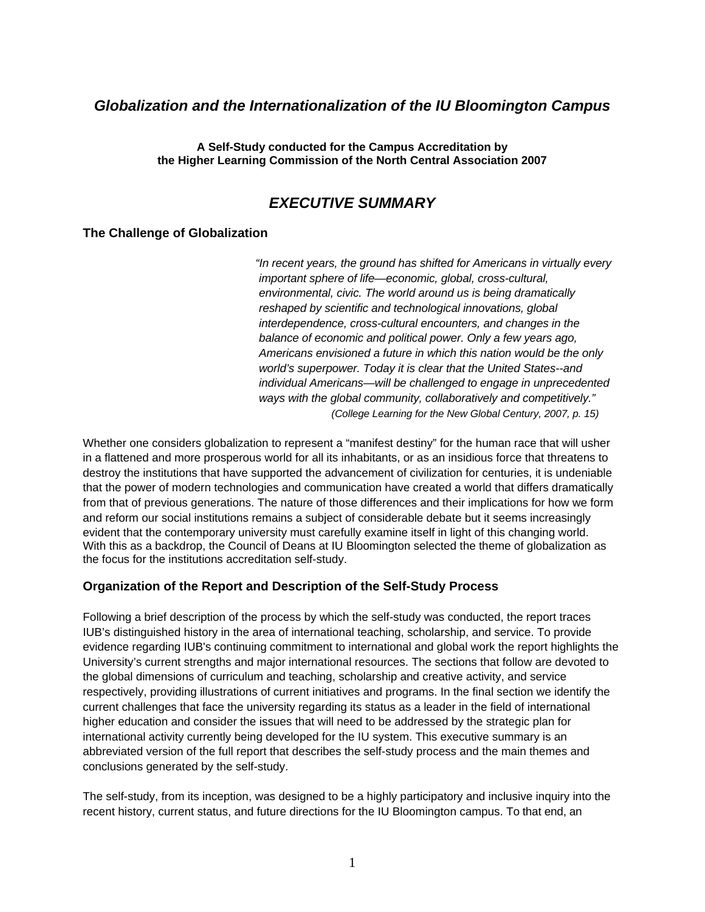# *Globalization and the Internationalization of the IU Bloomington Campus*

**A Self-Study conducted for the Campus Accreditation by the Higher Learning Commission of the North Central Association 2007**

## *EXECUTIVE SUMMARY*

### The Challenge of Globalization

> *"In recent years, the ground has shifted for Americans in virtually every important sphere of life—economic, global, cross-cultural, environmental, civic. The world around us is being dramatically reshaped by scientific and technological innovations, global interdependence, cross-cultural encounters, and changes in the balance of economic and political power. Only a few years ago, Americans envisioned a future in which this nation would be the only world's superpower. Today it is clear that the United States--and individual Americans—will be challenged to engage in unprecedented ways with the global community, collaboratively and competitively."*
>
> *(College Learning for the New Global Century, 2007, p. 15)*

Whether one considers globalization to represent a "manifest destiny" for the human race that will usher in a flattened and more prosperous world for all its inhabitants, or as an insidious force that threatens to destroy the institutions that have supported the advancement of civilization for centuries, it is undeniable that the power of modern technologies and communication have created a world that differs dramatically from that of previous generations. The nature of those differences and their implications for how we form and reform our social institutions remains a subject of considerable debate but it seems increasingly evident that the contemporary university must carefully examine itself in light of this changing world. With this as a backdrop, the Council of Deans at IU Bloomington selected the theme of globalization as the focus for the institutions accreditation self-study.

### Organization of the Report and Description of the Self-Study Process

Following a brief description of the process by which the self-study was conducted, the report traces IUB's distinguished history in the area of international teaching, scholarship, and service. To provide evidence regarding IUB's continuing commitment to international and global work the report highlights the University's current strengths and major international resources. The sections that follow are devoted to the global dimensions of curriculum and teaching, scholarship and creative activity, and service respectively, providing illustrations of current initiatives and programs. In the final section we identify the current challenges that face the university regarding its status as a leader in the field of international higher education and consider the issues that will need to be addressed by the strategic plan for international activity currently being developed for the IU system. This executive summary is an abbreviated version of the full report that describes the self-study process and the main themes and conclusions generated by the self-study.

The self-study, from its inception, was designed to be a highly participatory and inclusive inquiry into the recent history, current status, and future directions for the IU Bloomington campus. To that end, an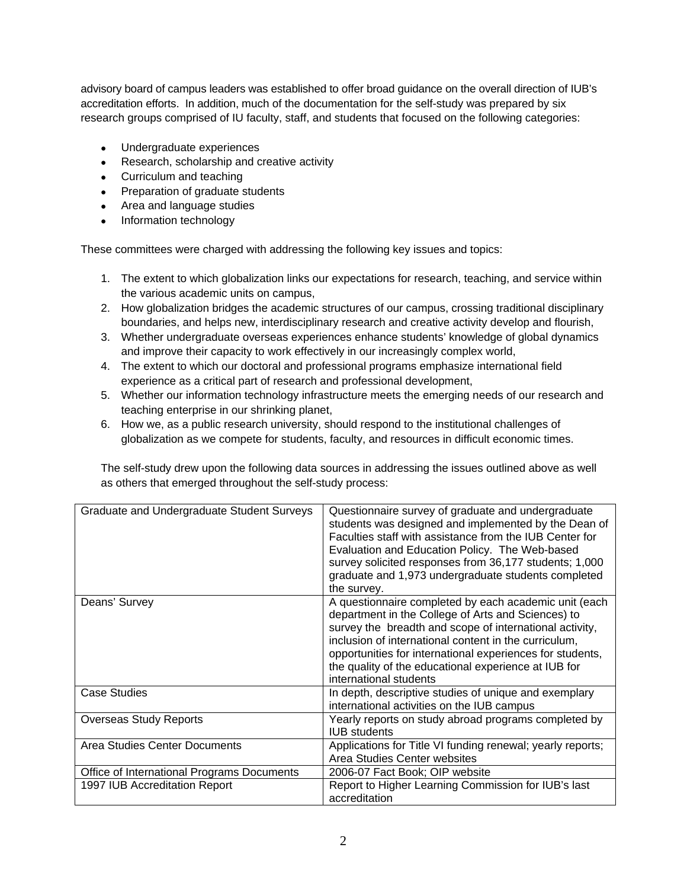advisory board of campus leaders was established to offer broad guidance on the overall direction of IUB's accreditation efforts. In addition, much of the documentation for the self-study was prepared by six research groups comprised of IU faculty, staff, and students that focused on the following categories:

- Undergraduate experiences
- Research, scholarship and creative activity
- Curriculum and teaching
- Preparation of graduate students
- Area and language studies
- Information technology

These committees were charged with addressing the following key issues and topics:

1. The extent to which globalization links our expectations for research, teaching, and service within the various academic units on campus,
2. How globalization bridges the academic structures of our campus, crossing traditional disciplinary boundaries, and helps new, interdisciplinary research and creative activity develop and flourish,
3. Whether undergraduate overseas experiences enhance students' knowledge of global dynamics and improve their capacity to work effectively in our increasingly complex world,
4. The extent to which our doctoral and professional programs emphasize international field experience as a critical part of research and professional development,
5. Whether our information technology infrastructure meets the emerging needs of our research and teaching enterprise in our shrinking planet,
6. How we, as a public research university, should respond to the institutional challenges of globalization as we compete for students, faculty, and resources in difficult economic times.

The self-study drew upon the following data sources in addressing the issues outlined above as well as others that emerged throughout the self-study process:

| | |
|---|---|
| Graduate and Undergraduate Student Surveys | Questionnaire survey of graduate and undergraduate students was designed and implemented by the Dean of Faculties staff with assistance from the IUB Center for Evaluation and Education Policy. The Web-based survey solicited responses from 36,177 students; 1,000 graduate and 1,973 undergraduate students completed the survey. |
| Deans' Survey | A questionnaire completed by each academic unit (each department in the College of Arts and Sciences) to survey the breadth and scope of international activity, inclusion of international content in the curriculum, opportunities for international experiences for students, the quality of the educational experience at IUB for international students |
| Case Studies | In depth, descriptive studies of unique and exemplary international activities on the IUB campus |
| Overseas Study Reports | Yearly reports on study abroad programs completed by IUB students |
| Area Studies Center Documents | Applications for Title VI funding renewal; yearly reports; Area Studies Center websites |
| Office of International Programs Documents | 2006-07 Fact Book; OIP website |
| 1997 IUB Accreditation Report | Report to Higher Learning Commission for IUB's last accreditation |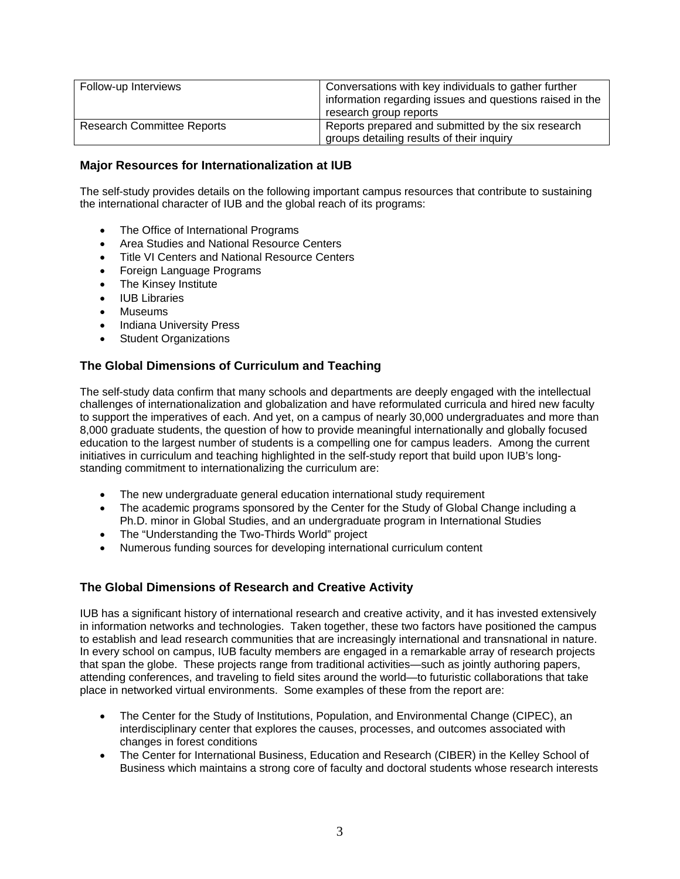| Follow-up Interviews | Conversations with key individuals to gather further information regarding issues and questions raised in the research group reports |
|---|---|
| Research Committee Reports | Reports prepared and submitted by the six research groups detailing results of their inquiry |

### Major Resources for Internationalization at IUB

The self-study provides details on the following important campus resources that contribute to sustaining the international character of IUB and the global reach of its programs:

- The Office of International Programs
- Area Studies and National Resource Centers
- Title VI Centers and National Resource Centers
- Foreign Language Programs
- The Kinsey Institute
- IUB Libraries
- Museums
- Indiana University Press
- Student Organizations

### The Global Dimensions of Curriculum and Teaching

The self-study data confirm that many schools and departments are deeply engaged with the intellectual challenges of internationalization and globalization and have reformulated curricula and hired new faculty to support the imperatives of each. And yet, on a campus of nearly 30,000 undergraduates and more than 8,000 graduate students, the question of how to provide meaningful internationally and globally focused education to the largest number of students is a compelling one for campus leaders. Among the current initiatives in curriculum and teaching highlighted in the self-study report that build upon IUB's long-standing commitment to internationalizing the curriculum are:

- The new undergraduate general education international study requirement
- The academic programs sponsored by the Center for the Study of Global Change including a Ph.D. minor in Global Studies, and an undergraduate program in International Studies
- The "Understanding the Two-Thirds World" project
- Numerous funding sources for developing international curriculum content

### The Global Dimensions of Research and Creative Activity

IUB has a significant history of international research and creative activity, and it has invested extensively in information networks and technologies. Taken together, these two factors have positioned the campus to establish and lead research communities that are increasingly international and transnational in nature. In every school on campus, IUB faculty members are engaged in a remarkable array of research projects that span the globe. These projects range from traditional activities—such as jointly authoring papers, attending conferences, and traveling to field sites around the world—to futuristic collaborations that take place in networked virtual environments. Some examples of these from the report are:

- The Center for the Study of Institutions, Population, and Environmental Change (CIPEC), an interdisciplinary center that explores the causes, processes, and outcomes associated with changes in forest conditions
- The Center for International Business, Education and Research (CIBER) in the Kelley School of Business which maintains a strong core of faculty and doctoral students whose research interests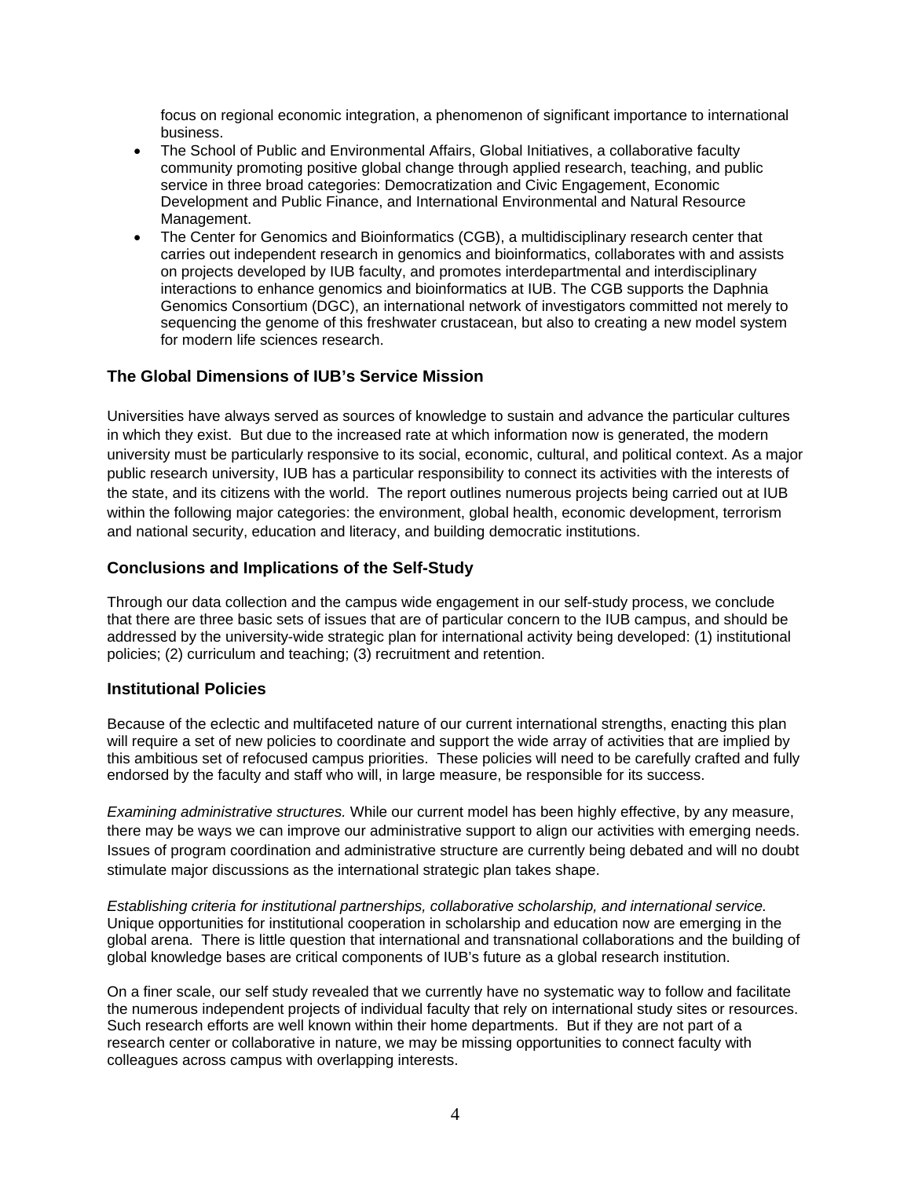focus on regional economic integration, a phenomenon of significant importance to international business.

- The School of Public and Environmental Affairs, Global Initiatives, a collaborative faculty community promoting positive global change through applied research, teaching, and public service in three broad categories: Democratization and Civic Engagement, Economic Development and Public Finance, and International Environmental and Natural Resource Management.
- The Center for Genomics and Bioinformatics (CGB), a multidisciplinary research center that carries out independent research in genomics and bioinformatics, collaborates with and assists on projects developed by IUB faculty, and promotes interdepartmental and interdisciplinary interactions to enhance genomics and bioinformatics at IUB. The CGB supports the Daphnia Genomics Consortium (DGC), an international network of investigators committed not merely to sequencing the genome of this freshwater crustacean, but also to creating a new model system for modern life sciences research.

### The Global Dimensions of IUB's Service Mission

Universities have always served as sources of knowledge to sustain and advance the particular cultures in which they exist. But due to the increased rate at which information now is generated, the modern university must be particularly responsive to its social, economic, cultural, and political context. As a major public research university, IUB has a particular responsibility to connect its activities with the interests of the state, and its citizens with the world. The report outlines numerous projects being carried out at IUB within the following major categories: the environment, global health, economic development, terrorism and national security, education and literacy, and building democratic institutions.

### Conclusions and Implications of the Self-Study

Through our data collection and the campus wide engagement in our self-study process, we conclude that there are three basic sets of issues that are of particular concern to the IUB campus, and should be addressed by the university-wide strategic plan for international activity being developed: (1) institutional policies; (2) curriculum and teaching; (3) recruitment and retention.

### Institutional Policies

Because of the eclectic and multifaceted nature of our current international strengths, enacting this plan will require a set of new policies to coordinate and support the wide array of activities that are implied by this ambitious set of refocused campus priorities. These policies will need to be carefully crafted and fully endorsed by the faculty and staff who will, in large measure, be responsible for its success.

*Examining administrative structures.* While our current model has been highly effective, by any measure, there may be ways we can improve our administrative support to align our activities with emerging needs. Issues of program coordination and administrative structure are currently being debated and will no doubt stimulate major discussions as the international strategic plan takes shape.

*Establishing criteria for institutional partnerships, collaborative scholarship, and international service.* Unique opportunities for institutional cooperation in scholarship and education now are emerging in the global arena. There is little question that international and transnational collaborations and the building of global knowledge bases are critical components of IUB's future as a global research institution.

On a finer scale, our self study revealed that we currently have no systematic way to follow and facilitate the numerous independent projects of individual faculty that rely on international study sites or resources. Such research efforts are well known within their home departments. But if they are not part of a research center or collaborative in nature, we may be missing opportunities to connect faculty with colleagues across campus with overlapping interests.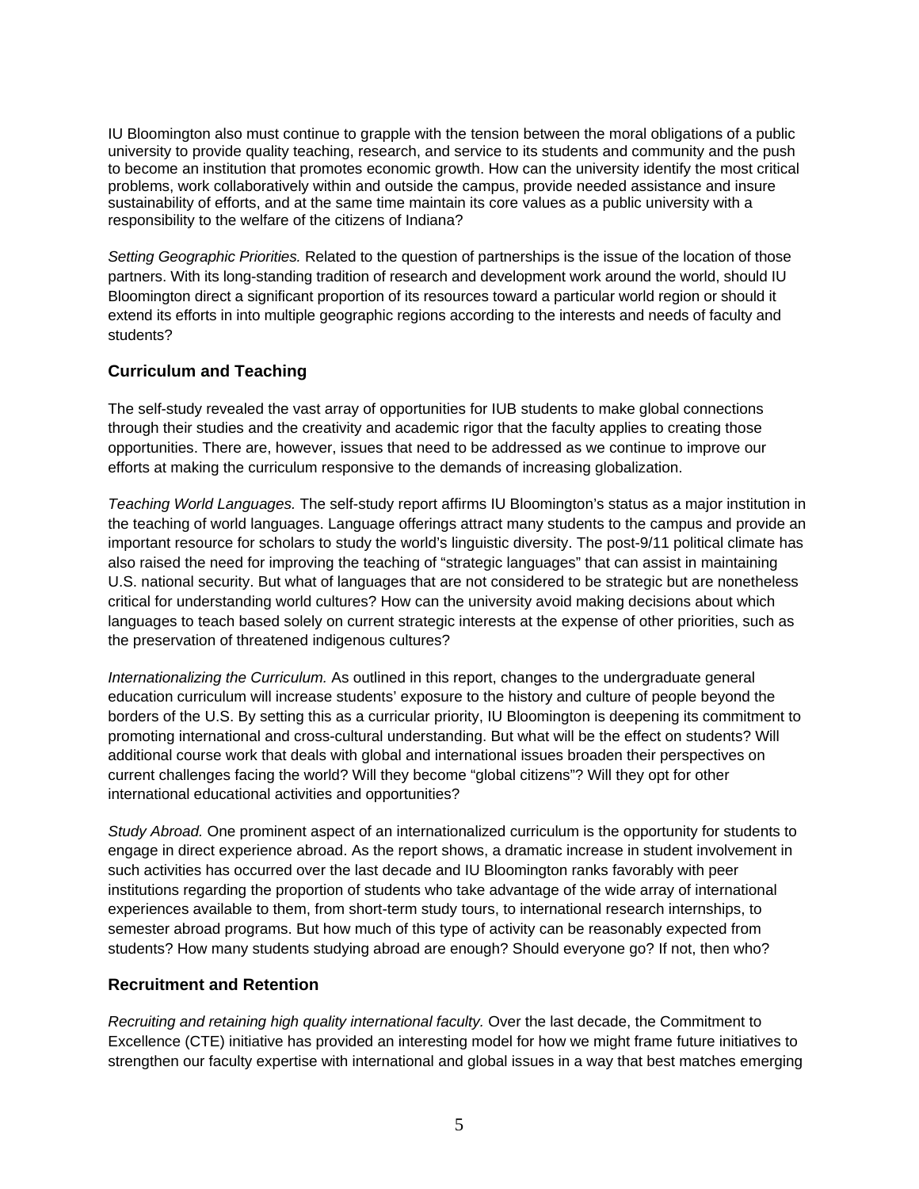IU Bloomington also must continue to grapple with the tension between the moral obligations of a public university to provide quality teaching, research, and service to its students and community and the push to become an institution that promotes economic growth. How can the university identify the most critical problems, work collaboratively within and outside the campus, provide needed assistance and insure sustainability of efforts, and at the same time maintain its core values as a public university with a responsibility to the welfare of the citizens of Indiana?

*Setting Geographic Priorities.* Related to the question of partnerships is the issue of the location of those partners. With its long-standing tradition of research and development work around the world, should IU Bloomington direct a significant proportion of its resources toward a particular world region or should it extend its efforts in into multiple geographic regions according to the interests and needs of faculty and students?

### Curriculum and Teaching

The self-study revealed the vast array of opportunities for IUB students to make global connections through their studies and the creativity and academic rigor that the faculty applies to creating those opportunities. There are, however, issues that need to be addressed as we continue to improve our efforts at making the curriculum responsive to the demands of increasing globalization.

*Teaching World Languages.* The self-study report affirms IU Bloomington's status as a major institution in the teaching of world languages. Language offerings attract many students to the campus and provide an important resource for scholars to study the world's linguistic diversity. The post-9/11 political climate has also raised the need for improving the teaching of "strategic languages" that can assist in maintaining U.S. national security. But what of languages that are not considered to be strategic but are nonetheless critical for understanding world cultures? How can the university avoid making decisions about which languages to teach based solely on current strategic interests at the expense of other priorities, such as the preservation of threatened indigenous cultures?

*Internationalizing the Curriculum.* As outlined in this report, changes to the undergraduate general education curriculum will increase students' exposure to the history and culture of people beyond the borders of the U.S. By setting this as a curricular priority, IU Bloomington is deepening its commitment to promoting international and cross-cultural understanding. But what will be the effect on students? Will additional course work that deals with global and international issues broaden their perspectives on current challenges facing the world? Will they become "global citizens"? Will they opt for other international educational activities and opportunities?

*Study Abroad.* One prominent aspect of an internationalized curriculum is the opportunity for students to engage in direct experience abroad. As the report shows, a dramatic increase in student involvement in such activities has occurred over the last decade and IU Bloomington ranks favorably with peer institutions regarding the proportion of students who take advantage of the wide array of international experiences available to them, from short-term study tours, to international research internships, to semester abroad programs. But how much of this type of activity can be reasonably expected from students? How many students studying abroad are enough? Should everyone go? If not, then who?

### Recruitment and Retention

*Recruiting and retaining high quality international faculty.* Over the last decade, the Commitment to Excellence (CTE) initiative has provided an interesting model for how we might frame future initiatives to strengthen our faculty expertise with international and global issues in a way that best matches emerging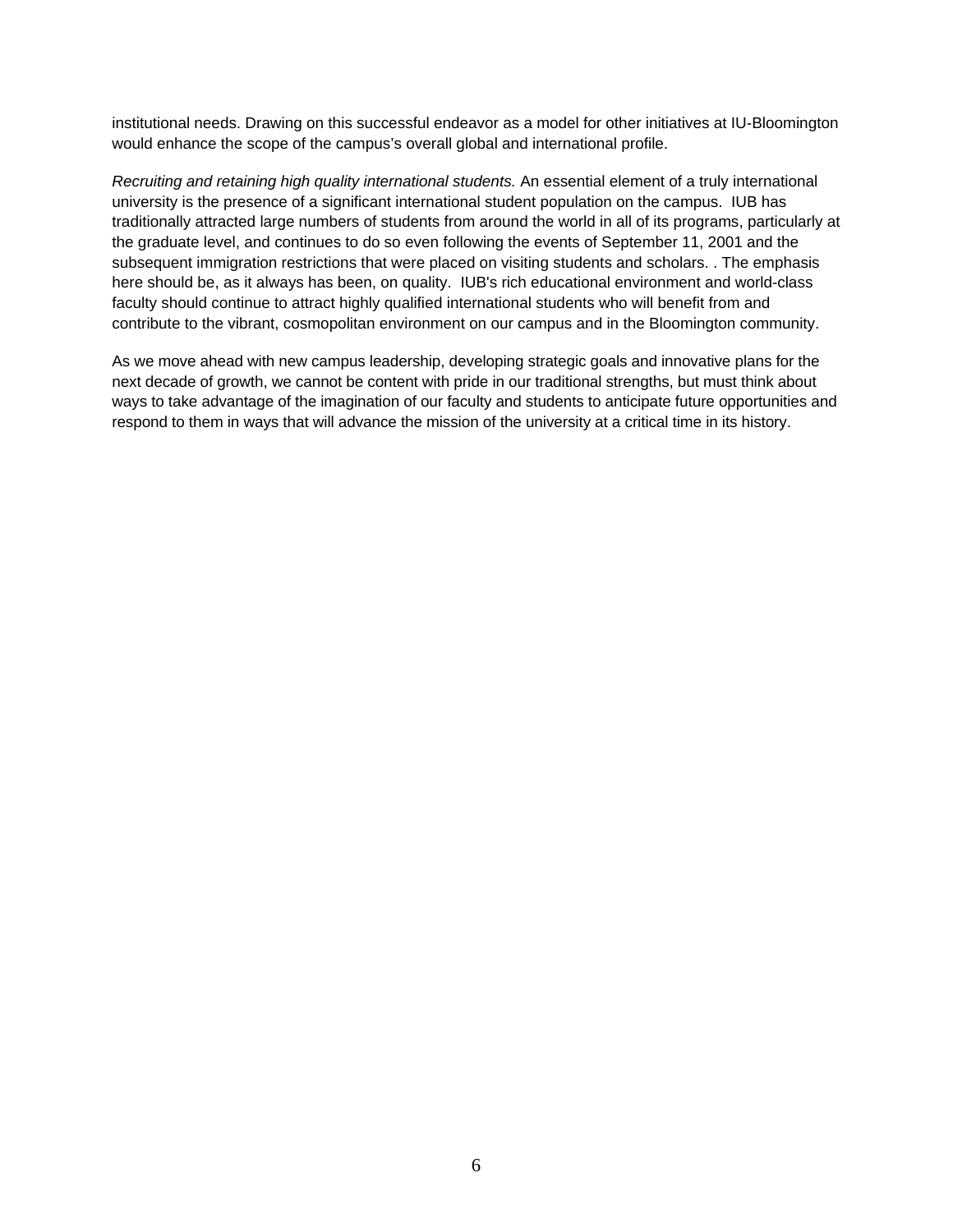institutional needs. Drawing on this successful endeavor as a model for other initiatives at IU-Bloomington would enhance the scope of the campus's overall global and international profile.

*Recruiting and retaining high quality international students.* An essential element of a truly international university is the presence of a significant international student population on the campus. IUB has traditionally attracted large numbers of students from around the world in all of its programs, particularly at the graduate level, and continues to do so even following the events of September 11, 2001 and the subsequent immigration restrictions that were placed on visiting students and scholars. . The emphasis here should be, as it always has been, on quality. IUB's rich educational environment and world-class faculty should continue to attract highly qualified international students who will benefit from and contribute to the vibrant, cosmopolitan environment on our campus and in the Bloomington community.

As we move ahead with new campus leadership, developing strategic goals and innovative plans for the next decade of growth, we cannot be content with pride in our traditional strengths, but must think about ways to take advantage of the imagination of our faculty and students to anticipate future opportunities and respond to them in ways that will advance the mission of the university at a critical time in its history.